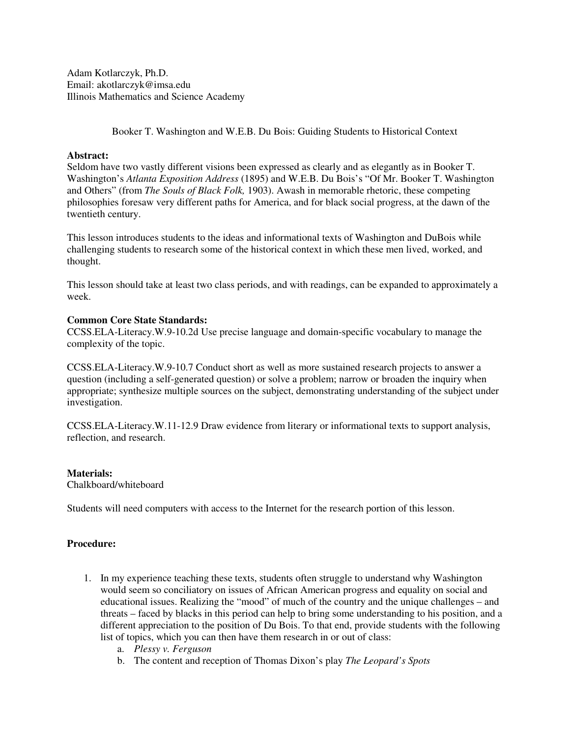Adam Kotlarczyk, Ph.D.
Email: akotlarczyk@imsa.edu
Illinois Mathematics and Science Academy

Booker T. Washington and W.E.B. Du Bois: Guiding Students to Historical Context

**Abstract:**
Seldom have two vastly different visions been expressed as clearly and as elegantly as in Booker T. Washington's *Atlanta Exposition Address* (1895) and W.E.B. Du Bois's "Of Mr. Booker T. Washington and Others" (from *The Souls of Black Folk,* 1903). Awash in memorable rhetoric, these competing philosophies foresaw very different paths for America, and for black social progress, at the dawn of the twentieth century.

This lesson introduces students to the ideas and informational texts of Washington and DuBois while challenging students to research some of the historical context in which these men lived, worked, and thought.

This lesson should take at least two class periods, and with readings, can be expanded to approximately a week.

**Common Core State Standards:**
CCSS.ELA-Literacy.W.9-10.2d Use precise language and domain-specific vocabulary to manage the complexity of the topic.

CCSS.ELA-Literacy.W.9-10.7 Conduct short as well as more sustained research projects to answer a question (including a self-generated question) or solve a problem; narrow or broaden the inquiry when appropriate; synthesize multiple sources on the subject, demonstrating understanding of the subject under investigation.

CCSS.ELA-Literacy.W.11-12.9 Draw evidence from literary or informational texts to support analysis, reflection, and research.

**Materials:**
Chalkboard/whiteboard

Students will need computers with access to the Internet for the research portion of this lesson.

**Procedure:**

1. In my experience teaching these texts, students often struggle to understand why Washington would seem so conciliatory on issues of African American progress and equality on social and educational issues. Realizing the "mood" of much of the country and the unique challenges – and threats – faced by blacks in this period can help to bring some understanding to his position, and a different appreciation to the position of Du Bois. To that end, provide students with the following list of topics, which you can then have them research in or out of class:
    a. *Plessy v. Ferguson*
    b. The content and reception of Thomas Dixon's play *The Leopard's Spots*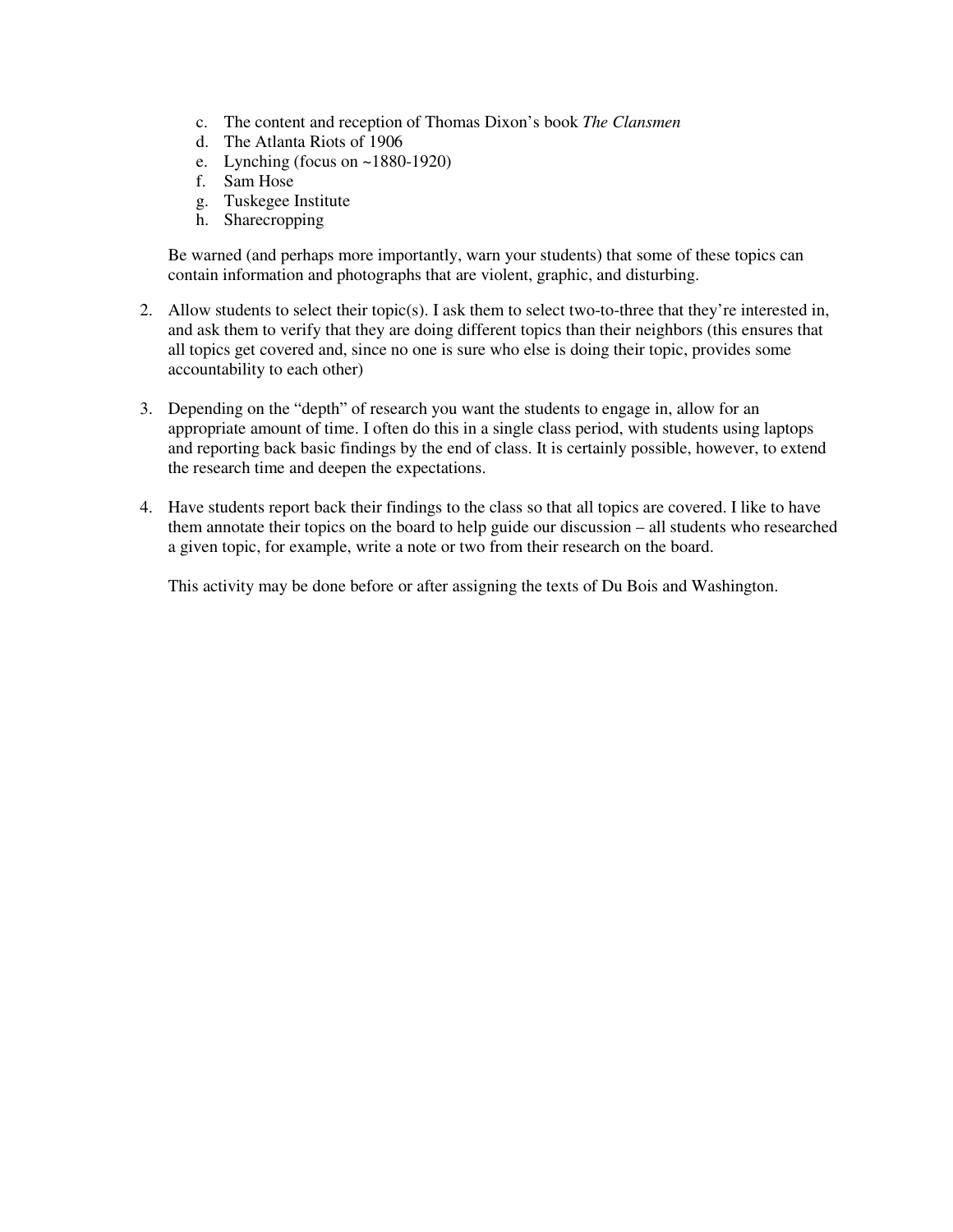c. The content and reception of Thomas Dixon's book *The Clansmen*
d. The Atlanta Riots of 1906
e. Lynching (focus on ~1880-1920)
f. Sam Hose
g. Tuskegee Institute
h. Sharecropping

Be warned (and perhaps more importantly, warn your students) that some of these topics can contain information and photographs that are violent, graphic, and disturbing.

2. Allow students to select their topic(s). I ask them to select two-to-three that they're interested in, and ask them to verify that they are doing different topics than their neighbors (this ensures that all topics get covered and, since no one is sure who else is doing their topic, provides some accountability to each other)

3. Depending on the "depth" of research you want the students to engage in, allow for an appropriate amount of time. I often do this in a single class period, with students using laptops and reporting back basic findings by the end of class. It is certainly possible, however, to extend the research time and deepen the expectations.

4. Have students report back their findings to the class so that all topics are covered. I like to have them annotate their topics on the board to help guide our discussion – all students who researched a given topic, for example, write a note or two from their research on the board.

   This activity may be done before or after assigning the texts of Du Bois and Washington.